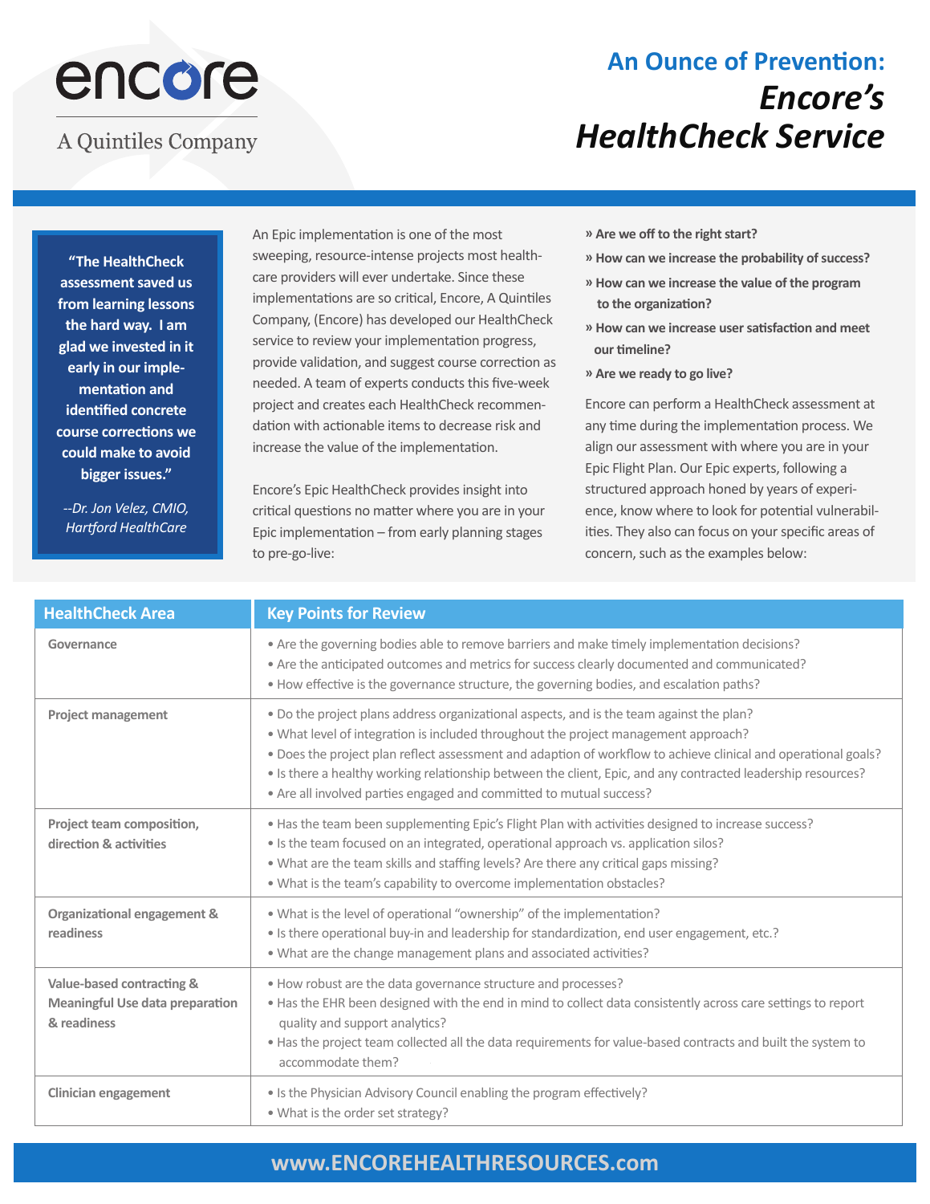encore

A Quintiles Company

# An Ounce of Prevention: *Encore's HealthCheck Service*

> **"The HealthCheck assessment saved us from learning lessons the hard way. I am glad we invested in it early in our implementation and identified concrete course corrections we could make to avoid bigger issues."**
>
> *--Dr. Jon Velez, CMIO, Hartford HealthCare*

An Epic implementation is one of the most sweeping, resource-intense projects most health-care providers will ever undertake. Since these implementations are so critical, Encore, A Quintiles Company, (Encore) has developed our HealthCheck service to review your implementation progress, provide validation, and suggest course correction as needed. A team of experts conducts this five-week project and creates each HealthCheck recommendation with actionable items to decrease risk and increase the value of the implementation.

Encore's Epic HealthCheck provides insight into critical questions no matter where you are in your Epic implementation – from early planning stages to pre-go-live:

- **Are we off to the right start?**
- **How can we increase the probability of success?**
- **How can we increase the value of the program to the organization?**
- **How can we increase user satisfaction and meet our timeline?**
- **Are we ready to go live?**

Encore can perform a HealthCheck assessment at any time during the implementation process. We align our assessment with where you are in your Epic Flight Plan. Our Epic experts, following a structured approach honed by years of experience, know where to look for potential vulnerabilities. They also can focus on your specific areas of concern, such as the examples below:

| HealthCheck Area | Key Points for Review |
|---|---|
| Governance | • Are the governing bodies able to remove barriers and make timely implementation decisions?<br>• Are the anticipated outcomes and metrics for success clearly documented and communicated?<br>• How effective is the governance structure, the governing bodies, and escalation paths? |
| Project management | • Do the project plans address organizational aspects, and is the team against the plan?<br>• What level of integration is included throughout the project management approach?<br>• Does the project plan reflect assessment and adaption of workflow to achieve clinical and operational goals?<br>• Is there a healthy working relationship between the client, Epic, and any contracted leadership resources?<br>• Are all involved parties engaged and committed to mutual success? |
| Project team composition, direction & activities | • Has the team been supplementing Epic's Flight Plan with activities designed to increase success?<br>• Is the team focused on an integrated, operational approach vs. application silos?<br>• What are the team skills and staffing levels? Are there any critical gaps missing?<br>• What is the team's capability to overcome implementation obstacles? |
| Organizational engagement & readiness | • What is the level of operational "ownership" of the implementation?<br>• Is there operational buy-in and leadership for standardization, end user engagement, etc.?<br>• What are the change management plans and associated activities? |
| Value-based contracting & Meaningful Use data preparation & readiness | • How robust are the data governance structure and processes?<br>• Has the EHR been designed with the end in mind to collect data consistently across care settings to report quality and support analytics?<br>• Has the project team collected all the data requirements for value-based contracts and built the system to accommodate them? |
| Clinician engagement | • Is the Physician Advisory Council enabling the program effectively?<br>• What is the order set strategy? |

**www.ENCOREHEALTHRESOURCES.com**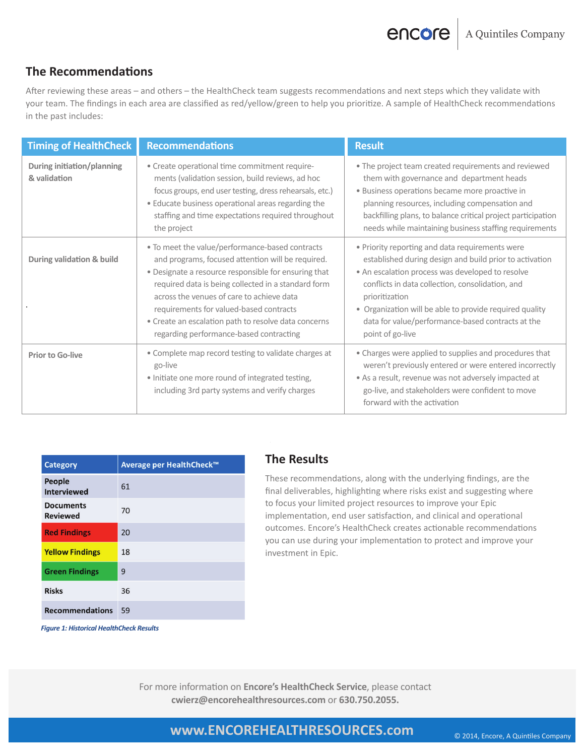## The Recommendations

After reviewing these areas – and others – the HealthCheck team suggests recommendations and next steps which they validate with your team. The findings in each area are classified as red/yellow/green to help you prioritize. A sample of HealthCheck recommendations in the past includes:

| Timing of HealthCheck | Recommendations | Result |
|---|---|---|
| During initiation/planning & validation | • Create operational time commitment requirements (validation session, build reviews, ad hoc focus groups, end user testing, dress rehearsals, etc.)<br>• Educate business operational areas regarding the staffing and time expectations required throughout the project | • The project team created requirements and reviewed them with governance and department heads<br>• Business operations became more proactive in planning resources, including compensation and backfilling plans, to balance critical project participation needs while maintaining business staffing requirements |
| During validation & build | • To meet the value/performance-based contracts and programs, focused attention will be required.<br>• Designate a resource responsible for ensuring that required data is being collected in a standard form across the venues of care to achieve data requirements for valued-based contracts<br>• Create an escalation path to resolve data concerns regarding performance-based contracting | • Priority reporting and data requirements were established during design and build prior to activation<br>• An escalation process was developed to resolve conflicts in data collection, consolidation, and prioritization<br>• Organization will be able to provide required quality data for value/performance-based contracts at the point of go-live |
| Prior to Go-live | • Complete map record testing to validate charges at go-live<br>• Initiate one more round of integrated testing, including 3rd party systems and verify charges | • Charges were applied to supplies and procedures that weren't previously entered or were entered incorrectly<br>• As a result, revenue was not adversely impacted at go-live, and stakeholders were confident to move forward with the activation |

| Category | Average per HealthCheck™ |
|---|---|
| People Interviewed | 61 |
| Documents Reviewed | 70 |
| Red Findings | 20 |
| Yellow Findings | 18 |
| Green Findings | 9 |
| Risks | 36 |
| Recommendations | 59 |

*Figure 1: Historical HealthCheck Results*

## The Results

These recommendations, along with the underlying findings, are the final deliverables, highlighting where risks exist and suggesting where to focus your limited project resources to improve your Epic implementation, end user satisfaction, and clinical and operational outcomes. Encore's HealthCheck creates actionable recommendations you can use during your implementation to protect and improve your investment in Epic.

For more information on **Encore's HealthCheck Service**, please contact **cwierz@encorehealthresources.com** or **630.750.2055.**

**www.ENCOREHEALTHRESOURCES.com**

© 2014, Encore, A Quintiles Company